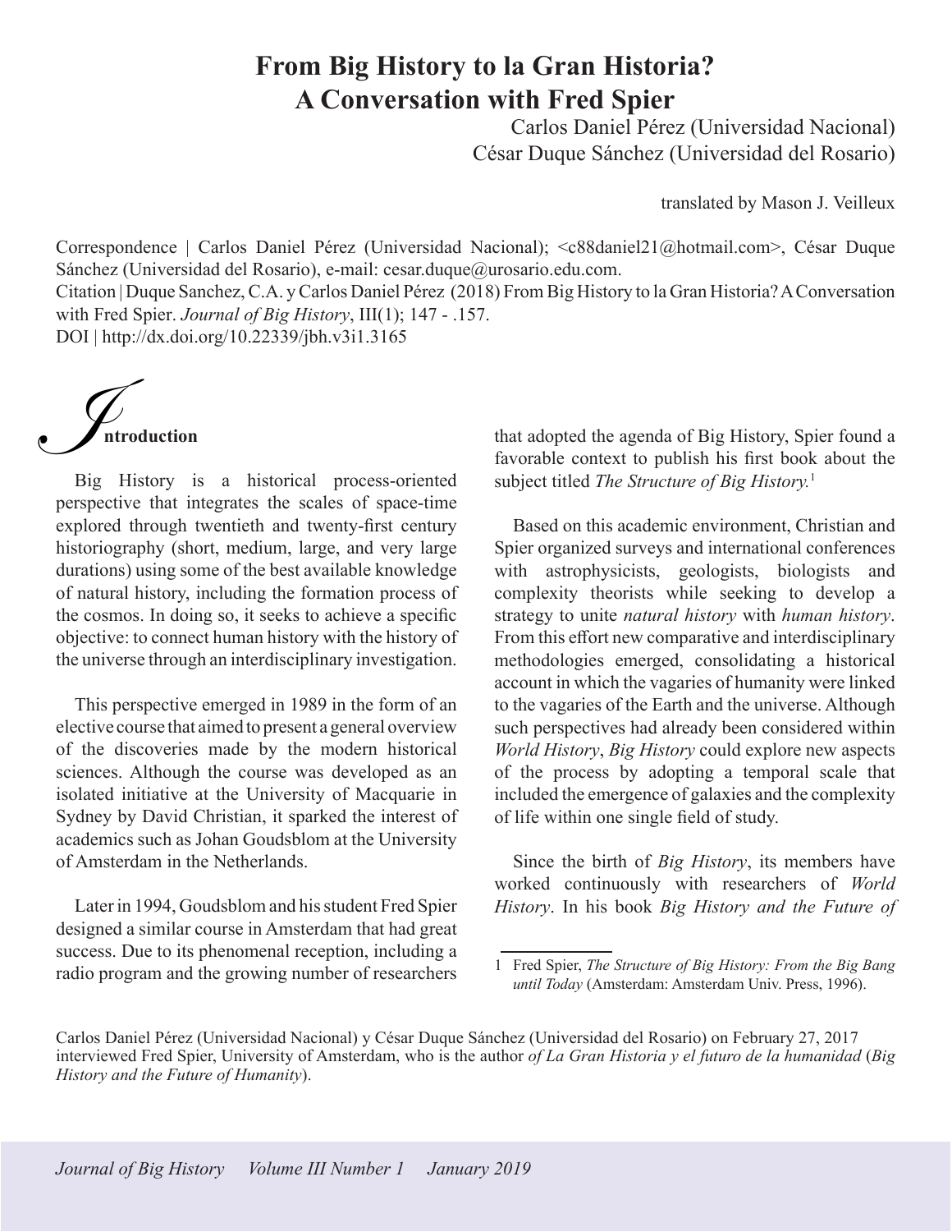# From Big History to la Gran Historia? A Conversation with Fred Spier

Carlos Daniel Pérez (Universidad Nacional)
César Duque Sánchez (Universidad del Rosario)

translated by Mason J. Veilleux

Correspondence | Carlos Daniel Pérez (Universidad Nacional); <c88daniel21@hotmail.com>, César Duque Sánchez (Universidad del Rosario), e-mail: cesar.duque@urosario.edu.com.
Citation | Duque Sanchez, C.A. y Carlos Daniel Pérez (2018) From Big History to la Gran Historia? A Conversation with Fred Spier. *Journal of Big History*, III(1); 147 - .157.
DOI | http://dx.doi.org/10.22339/jbh.v3i1.3165

## Introduction

Big History is a historical process-oriented perspective that integrates the scales of space-time explored through twentieth and twenty-first century historiography (short, medium, large, and very large durations) using some of the best available knowledge of natural history, including the formation process of the cosmos. In doing so, it seeks to achieve a specific objective: to connect human history with the history of the universe through an interdisciplinary investigation.

This perspective emerged in 1989 in the form of an elective course that aimed to present a general overview of the discoveries made by the modern historical sciences. Although the course was developed as an isolated initiative at the University of Macquarie in Sydney by David Christian, it sparked the interest of academics such as Johan Goudsblom at the University of Amsterdam in the Netherlands.

Later in 1994, Goudsblom and his student Fred Spier designed a similar course in Amsterdam that had great success. Due to its phenomenal reception, including a radio program and the growing number of researchers that adopted the agenda of Big History, Spier found a favorable context to publish his first book about the subject titled *The Structure of Big History.*[1]

Based on this academic environment, Christian and Spier organized surveys and international conferences with astrophysicists, geologists, biologists and complexity theorists while seeking to develop a strategy to unite *natural history* with *human history*. From this effort new comparative and interdisciplinary methodologies emerged, consolidating a historical account in which the vagaries of humanity were linked to the vagaries of the Earth and the universe. Although such perspectives had already been considered within *World History*, *Big History* could explore new aspects of the process by adopting a temporal scale that included the emergence of galaxies and the complexity of life within one single field of study.

Since the birth of *Big History*, its members have worked continuously with researchers of *World History*. In his book *Big History and the Future of*

1 Fred Spier, *The Structure of Big History: From the Big Bang until Today* (Amsterdam: Amsterdam Univ. Press, 1996).

Carlos Daniel Pérez (Universidad Nacional) y César Duque Sánchez (Universidad del Rosario) on February 27, 2017 interviewed Fred Spier, University of Amsterdam, who is the author *of La Gran Historia y el futuro de la humanidad* (*Big History and the Future of Humanity*).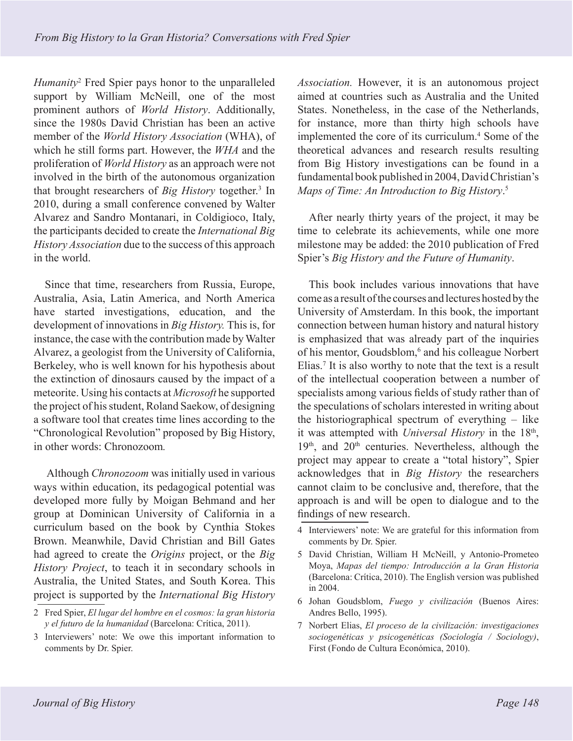*Humanity*[2] Fred Spier pays honor to the unparalleled support by William McNeill, one of the most prominent authors of *World History*. Additionally, since the 1980s David Christian has been an active member of the *World History Association* (WHA), of which he still forms part. However, the *WHA* and the proliferation of *World History* as an approach were not involved in the birth of the autonomous organization that brought researchers of *Big History* together.[3] In 2010, during a small conference convened by Walter Alvarez and Sandro Montanari, in Coldigioco, Italy, the participants decided to create the *International Big History Association* due to the success of this approach in the world.

Since that time, researchers from Russia, Europe, Australia, Asia, Latin America, and North America have started investigations, education, and the development of innovations in *Big History.* This is, for instance, the case with the contribution made by Walter Alvarez, a geologist from the University of California, Berkeley, who is well known for his hypothesis about the extinction of dinosaurs caused by the impact of a meteorite. Using his contacts at *Microsoft* he supported the project of his student, Roland Saekow, of designing a software tool that creates time lines according to the "Chronological Revolution" proposed by Big History, in other words: Chronozoom*.*

Although *Chronozoom* was initially used in various ways within education, its pedagogical potential was developed more fully by Moigan Behmand and her group at Dominican University of California in a curriculum based on the book by Cynthia Stokes Brown. Meanwhile, David Christian and Bill Gates had agreed to create the *Origins* project, or the *Big History Project*, to teach it in secondary schools in Australia, the United States, and South Korea. This project is supported by the *International Big History Association.* However, it is an autonomous project aimed at countries such as Australia and the United States. Nonetheless, in the case of the Netherlands, for instance, more than thirty high schools have implemented the core of its curriculum.[4] Some of the theoretical advances and research results resulting from Big History investigations can be found in a fundamental book published in 2004, David Christian's *Maps of Time: An Introduction to Big History*.[5]

After nearly thirty years of the project, it may be time to celebrate its achievements, while one more milestone may be added: the 2010 publication of Fred Spier's *Big History and the Future of Humanity*.

This book includes various innovations that have come as a result of the courses and lectures hosted by the University of Amsterdam. In this book, the important connection between human history and natural history is emphasized that was already part of the inquiries of his mentor, Goudsblom,[6] and his colleague Norbert Elias.[7] It is also worthy to note that the text is a result of the intellectual cooperation between a number of specialists among various fields of study rather than of the speculations of scholars interested in writing about the historiographical spectrum of everything – like it was attempted with *Universal History* in the 18th, 19th, and 20th centuries. Nevertheless, although the project may appear to create a "total history", Spier acknowledges that in *Big History* the researchers cannot claim to be conclusive and, therefore, that the approach is and will be open to dialogue and to the findings of new research.

---

2 Fred Spier, *El lugar del hombre en el cosmos: la gran historia y el futuro de la humanidad* (Barcelona: Crítica, 2011).

3 Interviewers' note: We owe this important information to comments by Dr. Spier.

4 Interviewers' note: We are grateful for this information from comments by Dr. Spier.

5 David Christian, William H McNeill, y Antonio-Prometeo Moya, *Mapas del tiempo: Introducción a la Gran Historia* (Barcelona: Crítica, 2010). The English version was published in 2004.

6 Johan Goudsblom, *Fuego y civilización* (Buenos Aires: Andres Bello, 1995).

7 Norbert Elias, *El proceso de la civilización: investigaciones sociogenéticas y psicogenéticas (Sociología / Sociology)*, First (Fondo de Cultura Económica, 2010).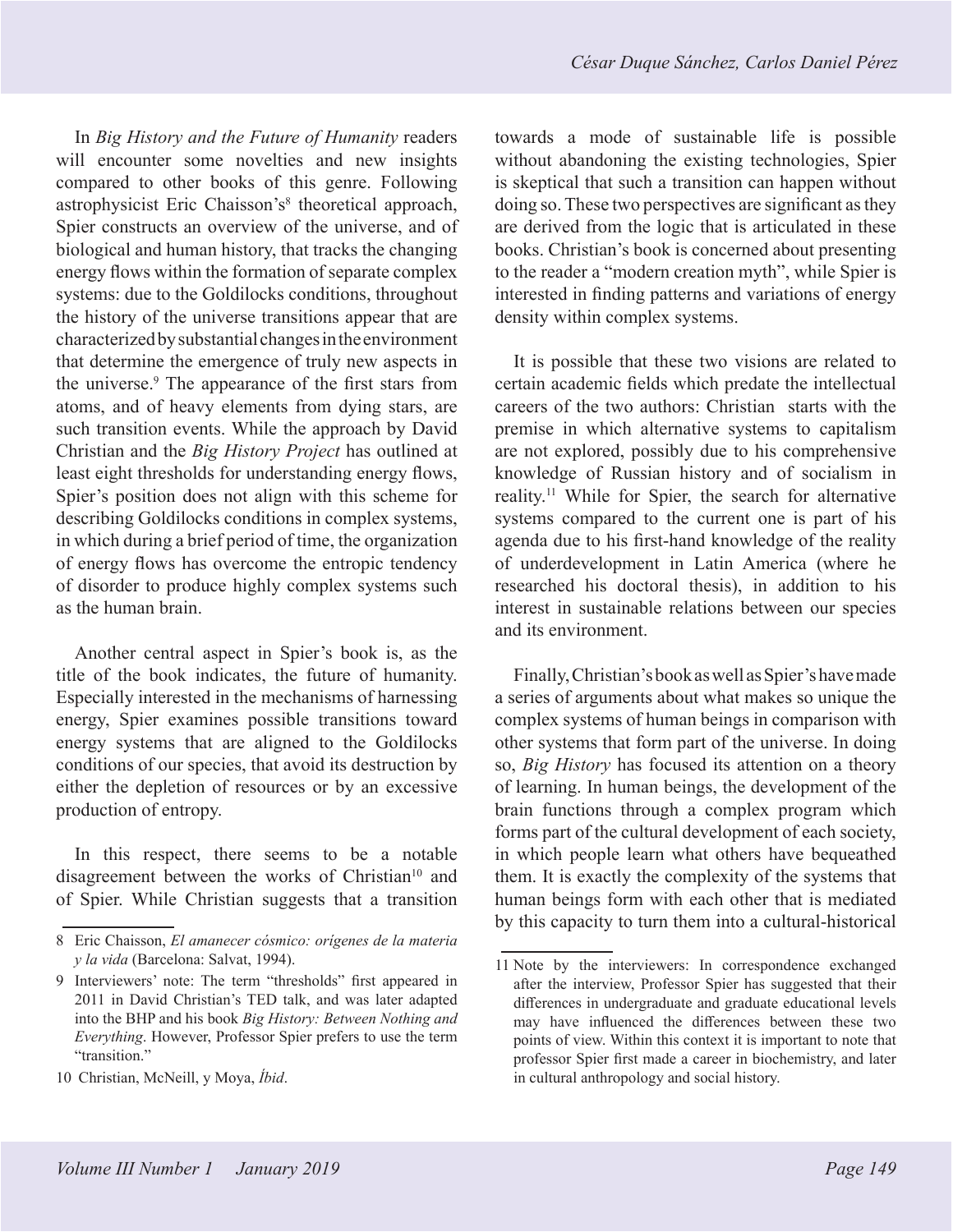In *Big History and the Future of Humanity* readers will encounter some novelties and new insights compared to other books of this genre. Following astrophysicist Eric Chaisson's[8] theoretical approach, Spier constructs an overview of the universe, and of biological and human history, that tracks the changing energy flows within the formation of separate complex systems: due to the Goldilocks conditions, throughout the history of the universe transitions appear that are characterized by substantial changes in the environment that determine the emergence of truly new aspects in the universe.[9] The appearance of the first stars from atoms, and of heavy elements from dying stars, are such transition events. While the approach by David Christian and the *Big History Project* has outlined at least eight thresholds for understanding energy flows, Spier's position does not align with this scheme for describing Goldilocks conditions in complex systems, in which during a brief period of time, the organization of energy flows has overcome the entropic tendency of disorder to produce highly complex systems such as the human brain.

Another central aspect in Spier's book is, as the title of the book indicates, the future of humanity. Especially interested in the mechanisms of harnessing energy, Spier examines possible transitions toward energy systems that are aligned to the Goldilocks conditions of our species, that avoid its destruction by either the depletion of resources or by an excessive production of entropy.

In this respect, there seems to be a notable disagreement between the works of Christian[10] and of Spier. While Christian suggests that a transition towards a mode of sustainable life is possible without abandoning the existing technologies, Spier is skeptical that such a transition can happen without doing so. These two perspectives are significant as they are derived from the logic that is articulated in these books. Christian's book is concerned about presenting to the reader a "modern creation myth", while Spier is interested in finding patterns and variations of energy density within complex systems.

It is possible that these two visions are related to certain academic fields which predate the intellectual careers of the two authors: Christian starts with the premise in which alternative systems to capitalism are not explored, possibly due to his comprehensive knowledge of Russian history and of socialism in reality.[11] While for Spier, the search for alternative systems compared to the current one is part of his agenda due to his first-hand knowledge of the reality of underdevelopment in Latin America (where he researched his doctoral thesis), in addition to his interest in sustainable relations between our species and its environment.

Finally, Christian's book as well as Spier's have made a series of arguments about what makes so unique the complex systems of human beings in comparison with other systems that form part of the universe. In doing so, *Big History* has focused its attention on a theory of learning. In human beings, the development of the brain functions through a complex program which forms part of the cultural development of each society, in which people learn what others have bequeathed them. It is exactly the complexity of the systems that human beings form with each other that is mediated by this capacity to turn them into a cultural-historical

---

8 Eric Chaisson, *El amanecer cósmico: orígenes de la materia y la vida* (Barcelona: Salvat, 1994).

9 Interviewers' note: The term "thresholds" first appeared in 2011 in David Christian's TED talk, and was later adapted into the BHP and his book *Big History: Between Nothing and Everything*. However, Professor Spier prefers to use the term "transition."

10 Christian, McNeill, y Moya, *Íbid*.

11 Note by the interviewers: In correspondence exchanged after the interview, Professor Spier has suggested that their differences in undergraduate and graduate educational levels may have influenced the differences between these two points of view. Within this context it is important to note that professor Spier first made a career in biochemistry, and later in cultural anthropology and social history.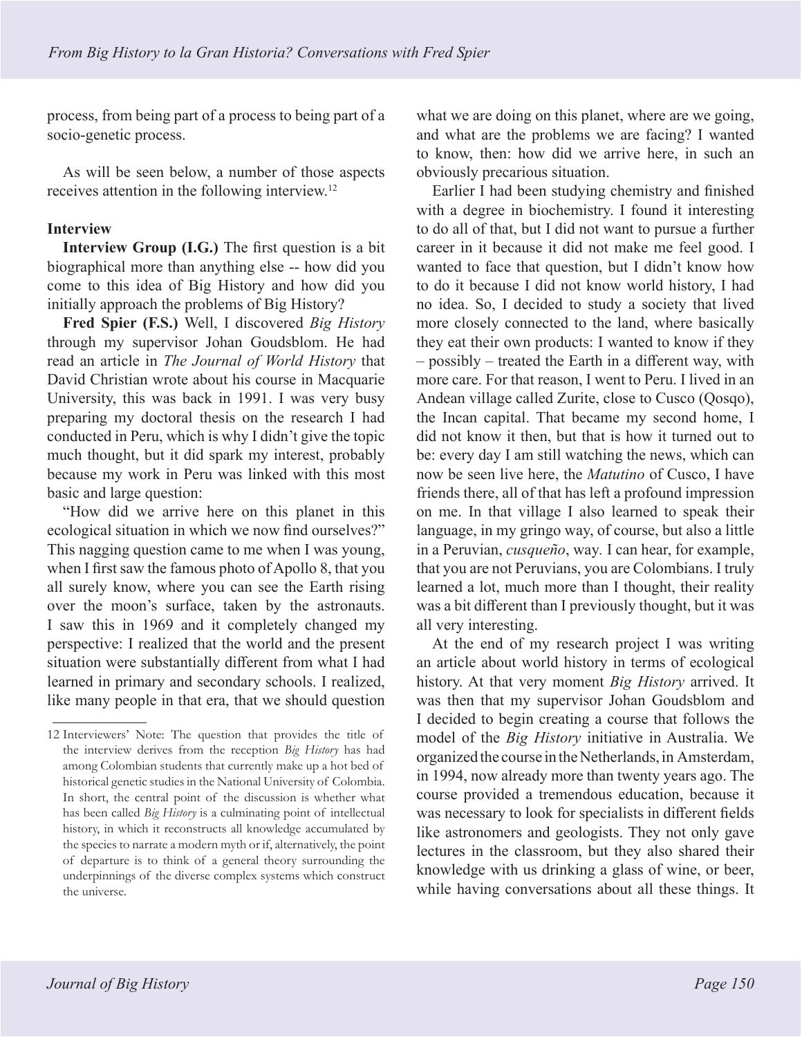process, from being part of a process to being part of a socio-genetic process.

As will be seen below, a number of those aspects receives attention in the following interview.[12]

**Interview**

**Interview Group (I.G.)** The first question is a bit biographical more than anything else -- how did you come to this idea of Big History and how did you initially approach the problems of Big History?

**Fred Spier (F.S.)** Well, I discovered *Big History* through my supervisor Johan Goudsblom. He had read an article in *The Journal of World History* that David Christian wrote about his course in Macquarie University, this was back in 1991. I was very busy preparing my doctoral thesis on the research I had conducted in Peru, which is why I didn't give the topic much thought, but it did spark my interest, probably because my work in Peru was linked with this most basic and large question:

"How did we arrive here on this planet in this ecological situation in which we now find ourselves?" This nagging question came to me when I was young, when I first saw the famous photo of Apollo 8, that you all surely know, where you can see the Earth rising over the moon's surface, taken by the astronauts. I saw this in 1969 and it completely changed my perspective: I realized that the world and the present situation were substantially different from what I had learned in primary and secondary schools. I realized, like many people in that era, that we should question what we are doing on this planet, where are we going, and what are the problems we are facing? I wanted to know, then: how did we arrive here, in such an obviously precarious situation.

Earlier I had been studying chemistry and finished with a degree in biochemistry. I found it interesting to do all of that, but I did not want to pursue a further career in it because it did not make me feel good. I wanted to face that question, but I didn't know how to do it because I did not know world history, I had no idea. So, I decided to study a society that lived more closely connected to the land, where basically they eat their own products: I wanted to know if they – possibly – treated the Earth in a different way, with more care. For that reason, I went to Peru. I lived in an Andean village called Zurite, close to Cusco (Qosqo), the Incan capital. That became my second home, I did not know it then, but that is how it turned out to be: every day I am still watching the news, which can now be seen live here, the *Matutino* of Cusco, I have friends there, all of that has left a profound impression on me. In that village I also learned to speak their language, in my gringo way, of course, but also a little in a Peruvian, *cusqueño*, way. I can hear, for example, that you are not Peruvians, you are Colombians. I truly learned a lot, much more than I thought, their reality was a bit different than I previously thought, but it was all very interesting.

At the end of my research project I was writing an article about world history in terms of ecological history. At that very moment *Big History* arrived. It was then that my supervisor Johan Goudsblom and I decided to begin creating a course that follows the model of the *Big History* initiative in Australia. We organized the course in the Netherlands, in Amsterdam, in 1994, now already more than twenty years ago. The course provided a tremendous education, because it was necessary to look for specialists in different fields like astronomers and geologists. They not only gave lectures in the classroom, but they also shared their knowledge with us drinking a glass of wine, or beer, while having conversations about all these things. It

---

[12] Interviewers' Note: The question that provides the title of the interview derives from the reception *Big History* has had among Colombian students that currently make up a hot bed of historical genetic studies in the National University of Colombia. In short, the central point of the discussion is whether what has been called *Big History* is a culminating point of intellectual history, in which it reconstructs all knowledge accumulated by the species to narrate a modern myth or if, alternatively, the point of departure is to think of a general theory surrounding the underpinnings of the diverse complex systems which construct the universe.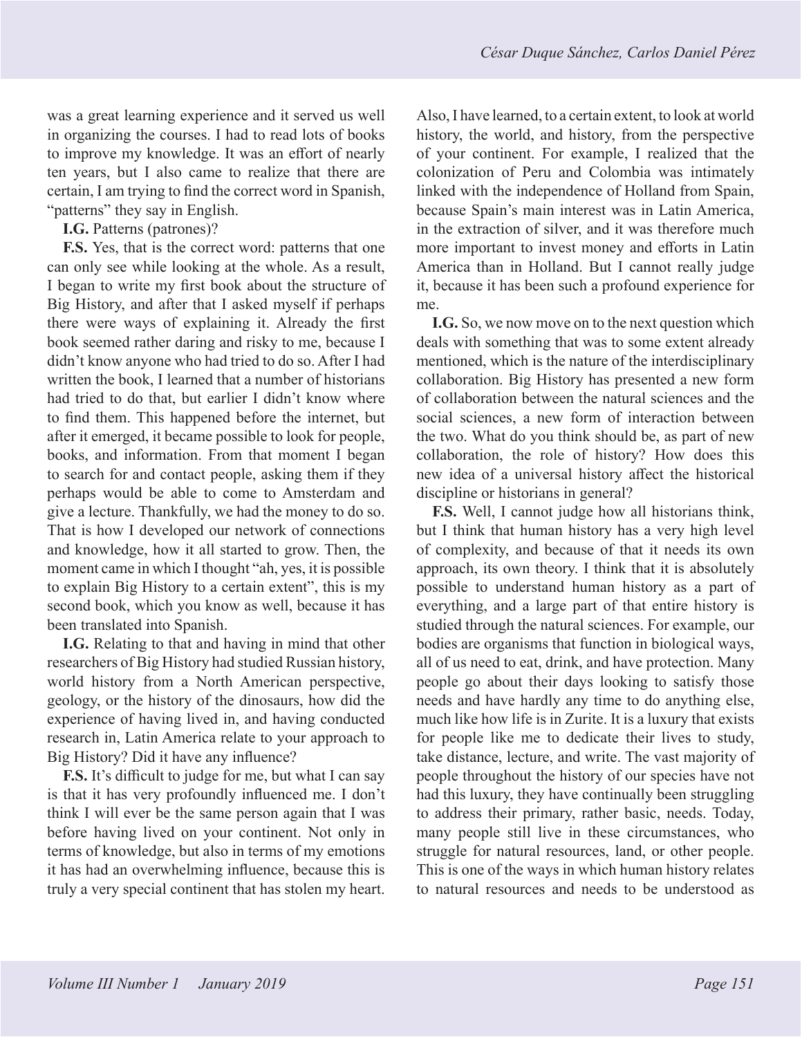was a great learning experience and it served us well in organizing the courses. I had to read lots of books to improve my knowledge. It was an effort of nearly ten years, but I also came to realize that there are certain, I am trying to find the correct word in Spanish, "patterns" they say in English.

**I.G.** Patterns (patrones)?

**F.S.** Yes, that is the correct word: patterns that one can only see while looking at the whole. As a result, I began to write my first book about the structure of Big History, and after that I asked myself if perhaps there were ways of explaining it. Already the first book seemed rather daring and risky to me, because I didn't know anyone who had tried to do so. After I had written the book, I learned that a number of historians had tried to do that, but earlier I didn't know where to find them. This happened before the internet, but after it emerged, it became possible to look for people, books, and information. From that moment I began to search for and contact people, asking them if they perhaps would be able to come to Amsterdam and give a lecture. Thankfully, we had the money to do so. That is how I developed our network of connections and knowledge, how it all started to grow. Then, the moment came in which I thought "ah, yes, it is possible to explain Big History to a certain extent", this is my second book, which you know as well, because it has been translated into Spanish.

**I.G.** Relating to that and having in mind that other researchers of Big History had studied Russian history, world history from a North American perspective, geology, or the history of the dinosaurs, how did the experience of having lived in, and having conducted research in, Latin America relate to your approach to Big History? Did it have any influence?

**F.S.** It's difficult to judge for me, but what I can say is that it has very profoundly influenced me. I don't think I will ever be the same person again that I was before having lived on your continent. Not only in terms of knowledge, but also in terms of my emotions it has had an overwhelming influence, because this is truly a very special continent that has stolen my heart. Also, I have learned, to a certain extent, to look at world history, the world, and history, from the perspective of your continent. For example, I realized that the colonization of Peru and Colombia was intimately linked with the independence of Holland from Spain, because Spain's main interest was in Latin America, in the extraction of silver, and it was therefore much more important to invest money and efforts in Latin America than in Holland. But I cannot really judge it, because it has been such a profound experience for me.

**I.G.** So, we now move on to the next question which deals with something that was to some extent already mentioned, which is the nature of the interdisciplinary collaboration. Big History has presented a new form of collaboration between the natural sciences and the social sciences, a new form of interaction between the two. What do you think should be, as part of new collaboration, the role of history? How does this new idea of a universal history affect the historical discipline or historians in general?

**F.S.** Well, I cannot judge how all historians think, but I think that human history has a very high level of complexity, and because of that it needs its own approach, its own theory. I think that it is absolutely possible to understand human history as a part of everything, and a large part of that entire history is studied through the natural sciences. For example, our bodies are organisms that function in biological ways, all of us need to eat, drink, and have protection. Many people go about their days looking to satisfy those needs and have hardly any time to do anything else, much like how life is in Zurite. It is a luxury that exists for people like me to dedicate their lives to study, take distance, lecture, and write. The vast majority of people throughout the history of our species have not had this luxury, they have continually been struggling to address their primary, rather basic, needs. Today, many people still live in these circumstances, who struggle for natural resources, land, or other people. This is one of the ways in which human history relates to natural resources and needs to be understood as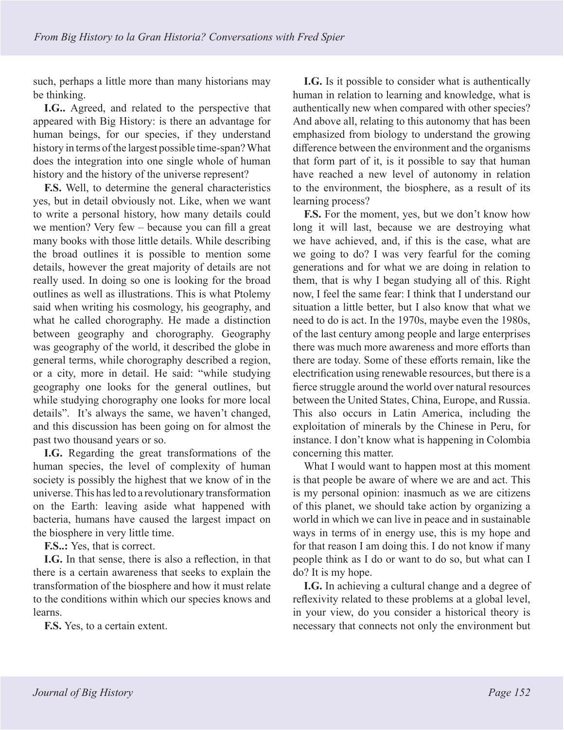such, perhaps a little more than many historians may be thinking.

**I.G..** Agreed, and related to the perspective that appeared with Big History: is there an advantage for human beings, for our species, if they understand history in terms of the largest possible time-span? What does the integration into one single whole of human history and the history of the universe represent?

**F.S.** Well, to determine the general characteristics yes, but in detail obviously not. Like, when we want to write a personal history, how many details could we mention? Very few – because you can fill a great many books with those little details. While describing the broad outlines it is possible to mention some details, however the great majority of details are not really used. In doing so one is looking for the broad outlines as well as illustrations. This is what Ptolemy said when writing his cosmology, his geography, and what he called chorography. He made a distinction between geography and chorography. Geography was geography of the world, it described the globe in general terms, while chorography described a region, or a city, more in detail. He said: "while studying geography one looks for the general outlines, but while studying chorography one looks for more local details". It's always the same, we haven't changed, and this discussion has been going on for almost the past two thousand years or so.

**I.G.** Regarding the great transformations of the human species, the level of complexity of human society is possibly the highest that we know of in the universe. This has led to a revolutionary transformation on the Earth: leaving aside what happened with bacteria, humans have caused the largest impact on the biosphere in very little time.

**F.S..:** Yes, that is correct.

**I.G.** In that sense, there is also a reflection, in that there is a certain awareness that seeks to explain the transformation of the biosphere and how it must relate to the conditions within which our species knows and learns.

**F.S.** Yes, to a certain extent.

**I.G.** Is it possible to consider what is authentically human in relation to learning and knowledge, what is authentically new when compared with other species? And above all, relating to this autonomy that has been emphasized from biology to understand the growing difference between the environment and the organisms that form part of it, is it possible to say that human have reached a new level of autonomy in relation to the environment, the biosphere, as a result of its learning process?

**F.S.** For the moment, yes, but we don't know how long it will last, because we are destroying what we have achieved, and, if this is the case, what are we going to do? I was very fearful for the coming generations and for what we are doing in relation to them, that is why I began studying all of this. Right now, I feel the same fear: I think that I understand our situation a little better, but I also know that what we need to do is act. In the 1970s, maybe even the 1980s, of the last century among people and large enterprises there was much more awareness and more efforts than there are today. Some of these efforts remain, like the electrification using renewable resources, but there is a fierce struggle around the world over natural resources between the United States, China, Europe, and Russia. This also occurs in Latin America, including the exploitation of minerals by the Chinese in Peru, for instance. I don't know what is happening in Colombia concerning this matter.

What I would want to happen most at this moment is that people be aware of where we are and act. This is my personal opinion: inasmuch as we are citizens of this planet, we should take action by organizing a world in which we can live in peace and in sustainable ways in terms of in energy use, this is my hope and for that reason I am doing this. I do not know if many people think as I do or want to do so, but what can I do? It is my hope.

**I.G.** In achieving a cultural change and a degree of reflexivity related to these problems at a global level, in your view, do you consider a historical theory is necessary that connects not only the environment but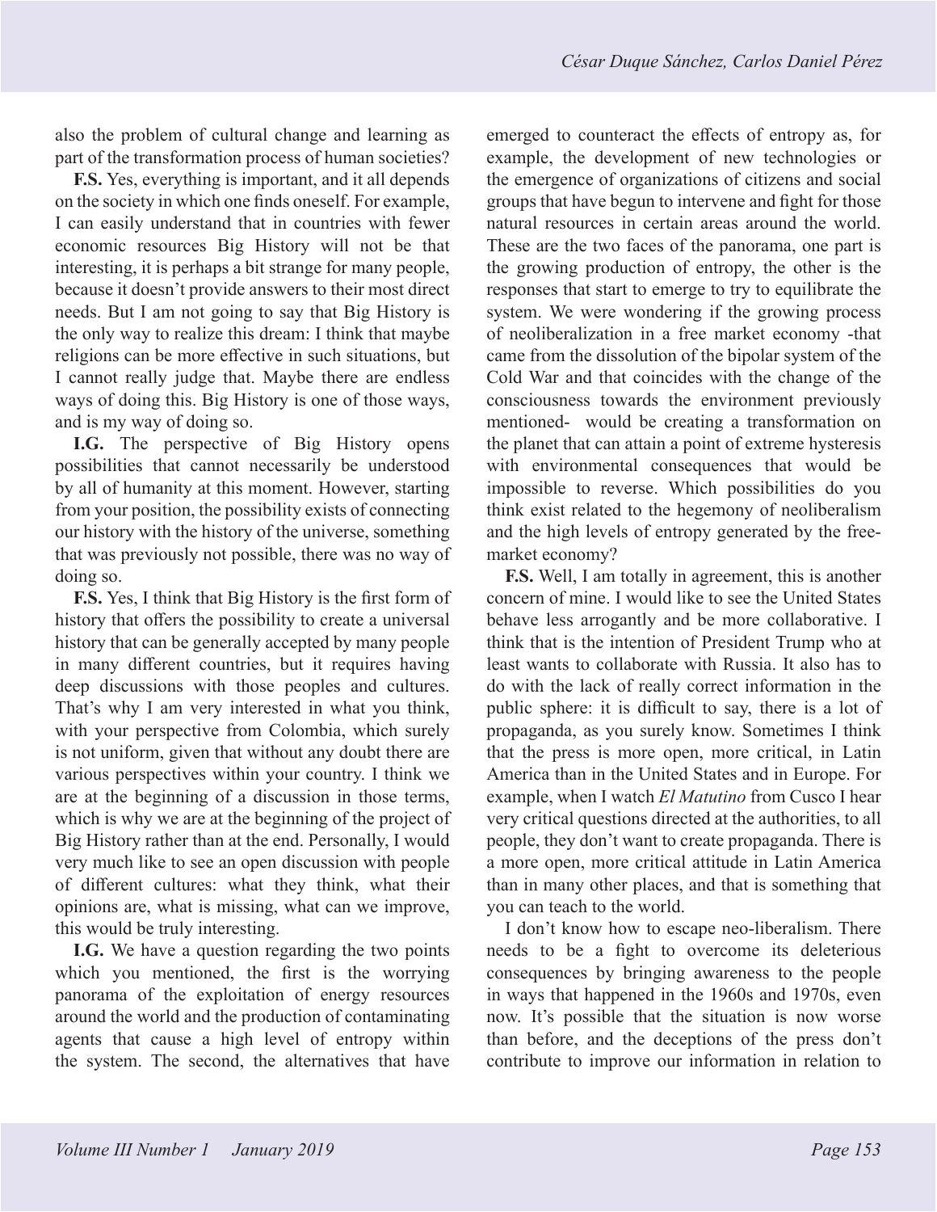also the problem of cultural change and learning as part of the transformation process of human societies?

**F.S.** Yes, everything is important, and it all depends on the society in which one finds oneself. For example, I can easily understand that in countries with fewer economic resources Big History will not be that interesting, it is perhaps a bit strange for many people, because it doesn't provide answers to their most direct needs. But I am not going to say that Big History is the only way to realize this dream: I think that maybe religions can be more effective in such situations, but I cannot really judge that. Maybe there are endless ways of doing this. Big History is one of those ways, and is my way of doing so.

**I.G.** The perspective of Big History opens possibilities that cannot necessarily be understood by all of humanity at this moment. However, starting from your position, the possibility exists of connecting our history with the history of the universe, something that was previously not possible, there was no way of doing so.

**F.S.** Yes, I think that Big History is the first form of history that offers the possibility to create a universal history that can be generally accepted by many people in many different countries, but it requires having deep discussions with those peoples and cultures. That's why I am very interested in what you think, with your perspective from Colombia, which surely is not uniform, given that without any doubt there are various perspectives within your country. I think we are at the beginning of a discussion in those terms, which is why we are at the beginning of the project of Big History rather than at the end. Personally, I would very much like to see an open discussion with people of different cultures: what they think, what their opinions are, what is missing, what can we improve, this would be truly interesting.

**I.G.** We have a question regarding the two points which you mentioned, the first is the worrying panorama of the exploitation of energy resources around the world and the production of contaminating agents that cause a high level of entropy within the system. The second, the alternatives that have emerged to counteract the effects of entropy as, for example, the development of new technologies or the emergence of organizations of citizens and social groups that have begun to intervene and fight for those natural resources in certain areas around the world. These are the two faces of the panorama, one part is the growing production of entropy, the other is the responses that start to emerge to try to equilibrate the system. We were wondering if the growing process of neoliberalization in a free market economy -that came from the dissolution of the bipolar system of the Cold War and that coincides with the change of the consciousness towards the environment previously mentioned- would be creating a transformation on the planet that can attain a point of extreme hysteresis with environmental consequences that would be impossible to reverse. Which possibilities do you think exist related to the hegemony of neoliberalism and the high levels of entropy generated by the free-market economy?

**F.S.** Well, I am totally in agreement, this is another concern of mine. I would like to see the United States behave less arrogantly and be more collaborative. I think that is the intention of President Trump who at least wants to collaborate with Russia. It also has to do with the lack of really correct information in the public sphere: it is difficult to say, there is a lot of propaganda, as you surely know. Sometimes I think that the press is more open, more critical, in Latin America than in the United States and in Europe. For example, when I watch *El Matutino* from Cusco I hear very critical questions directed at the authorities, to all people, they don't want to create propaganda. There is a more open, more critical attitude in Latin America than in many other places, and that is something that you can teach to the world.

I don't know how to escape neo-liberalism. There needs to be a fight to overcome its deleterious consequences by bringing awareness to the people in ways that happened in the 1960s and 1970s, even now. It's possible that the situation is now worse than before, and the deceptions of the press don't contribute to improve our information in relation to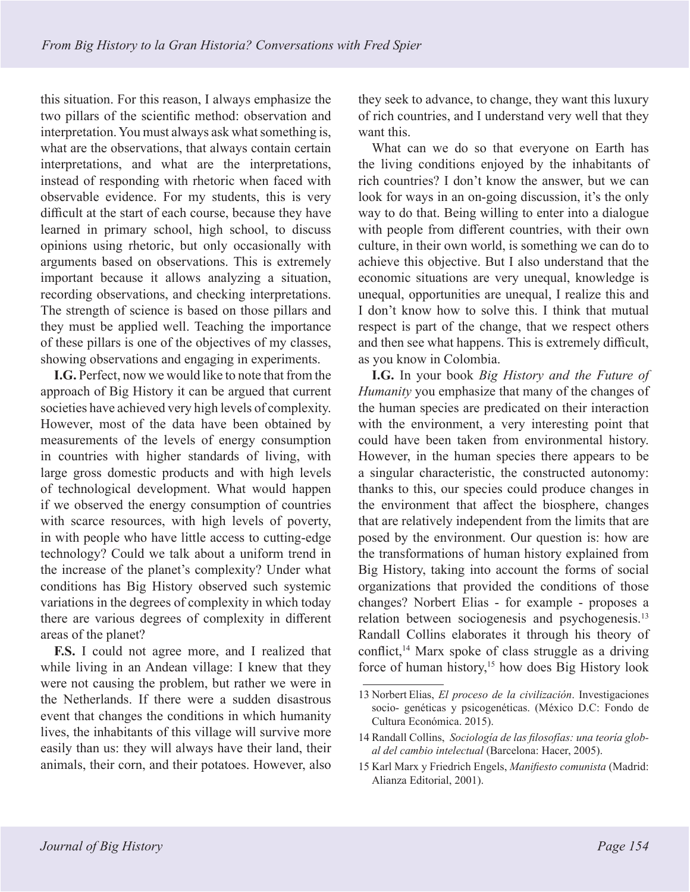this situation. For this reason, I always emphasize the two pillars of the scientific method: observation and interpretation. You must always ask what something is, what are the observations, that always contain certain interpretations, and what are the interpretations, instead of responding with rhetoric when faced with observable evidence. For my students, this is very difficult at the start of each course, because they have learned in primary school, high school, to discuss opinions using rhetoric, but only occasionally with arguments based on observations. This is extremely important because it allows analyzing a situation, recording observations, and checking interpretations. The strength of science is based on those pillars and they must be applied well. Teaching the importance of these pillars is one of the objectives of my classes, showing observations and engaging in experiments.

**I.G.** Perfect, now we would like to note that from the approach of Big History it can be argued that current societies have achieved very high levels of complexity. However, most of the data have been obtained by measurements of the levels of energy consumption in countries with higher standards of living, with large gross domestic products and with high levels of technological development. What would happen if we observed the energy consumption of countries with scarce resources, with high levels of poverty, in with people who have little access to cutting-edge technology? Could we talk about a uniform trend in the increase of the planet's complexity? Under what conditions has Big History observed such systemic variations in the degrees of complexity in which today there are various degrees of complexity in different areas of the planet?

**F.S.** I could not agree more, and I realized that while living in an Andean village: I knew that they were not causing the problem, but rather we were in the Netherlands. If there were a sudden disastrous event that changes the conditions in which humanity lives, the inhabitants of this village will survive more easily than us: they will always have their land, their animals, their corn, and their potatoes. However, also they seek to advance, to change, they want this luxury of rich countries, and I understand very well that they want this.

What can we do so that everyone on Earth has the living conditions enjoyed by the inhabitants of rich countries? I don't know the answer, but we can look for ways in an on-going discussion, it's the only way to do that. Being willing to enter into a dialogue with people from different countries, with their own culture, in their own world, is something we can do to achieve this objective. But I also understand that the economic situations are very unequal, knowledge is unequal, opportunities are unequal, I realize this and I don't know how to solve this. I think that mutual respect is part of the change, that we respect others and then see what happens. This is extremely difficult, as you know in Colombia.

**I.G.** In your book *Big History and the Future of Humanity* you emphasize that many of the changes of the human species are predicated on their interaction with the environment, a very interesting point that could have been taken from environmental history. However, in the human species there appears to be a singular characteristic, the constructed autonomy: thanks to this, our species could produce changes in the environment that affect the biosphere, changes that are relatively independent from the limits that are posed by the environment. Our question is: how are the transformations of human history explained from Big History, taking into account the forms of social organizations that provided the conditions of those changes? Norbert Elias - for example - proposes a relation between sociogenesis and psychogenesis.[13] Randall Collins elaborates it through his theory of conflict,[14] Marx spoke of class struggle as a driving force of human history,[15] how does Big History look

---

13 Norbert Elias, *El proceso de la civilización*. Investigaciones socio- genéticas y psicogenéticas. (México D.C: Fondo de Cultura Económica. 2015).

14 Randall Collins, *Sociología de las filosofías: una teoría global del cambio intelectual* (Barcelona: Hacer, 2005).

15 Karl Marx y Friedrich Engels, *Manifiesto comunista* (Madrid: Alianza Editorial, 2001).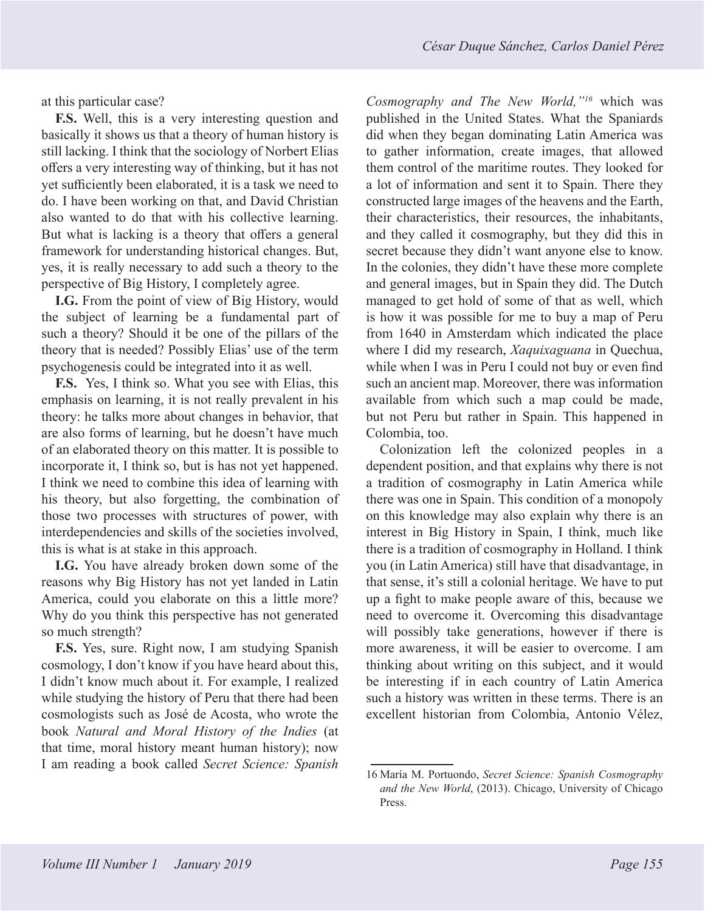at this particular case?

**F.S.** Well, this is a very interesting question and basically it shows us that a theory of human history is still lacking. I think that the sociology of Norbert Elias offers a very interesting way of thinking, but it has not yet sufficiently been elaborated, it is a task we need to do. I have been working on that, and David Christian also wanted to do that with his collective learning. But what is lacking is a theory that offers a general framework for understanding historical changes. But, yes, it is really necessary to add such a theory to the perspective of Big History, I completely agree.

**I.G.** From the point of view of Big History, would the subject of learning be a fundamental part of such a theory? Should it be one of the pillars of the theory that is needed? Possibly Elias' use of the term psychogenesis could be integrated into it as well.

**F.S.** Yes, I think so. What you see with Elias, this emphasis on learning, it is not really prevalent in his theory: he talks more about changes in behavior, that are also forms of learning, but he doesn't have much of an elaborated theory on this matter. It is possible to incorporate it, I think so, but is has not yet happened. I think we need to combine this idea of learning with his theory, but also forgetting, the combination of those two processes with structures of power, with interdependencies and skills of the societies involved, this is what is at stake in this approach.

**I.G.** You have already broken down some of the reasons why Big History has not yet landed in Latin America, could you elaborate on this a little more? Why do you think this perspective has not generated so much strength?

**F.S.** Yes, sure. Right now, I am studying Spanish cosmology, I don't know if you have heard about this, I didn't know much about it. For example, I realized while studying the history of Peru that there had been cosmologists such as José de Acosta, who wrote the book *Natural and Moral History of the Indies* (at that time, moral history meant human history); now I am reading a book called *Secret Science: Spanish Cosmography and The New World,"*[16] which was published in the United States. What the Spaniards did when they began dominating Latin America was to gather information, create images, that allowed them control of the maritime routes. They looked for a lot of information and sent it to Spain. There they constructed large images of the heavens and the Earth, their characteristics, their resources, the inhabitants, and they called it cosmography, but they did this in secret because they didn't want anyone else to know. In the colonies, they didn't have these more complete and general images, but in Spain they did. The Dutch managed to get hold of some of that as well, which is how it was possible for me to buy a map of Peru from 1640 in Amsterdam which indicated the place where I did my research, *Xaquixaguana* in Quechua, while when I was in Peru I could not buy or even find such an ancient map. Moreover, there was information available from which such a map could be made, but not Peru but rather in Spain. This happened in Colombia, too.

Colonization left the colonized peoples in a dependent position, and that explains why there is not a tradition of cosmography in Latin America while there was one in Spain. This condition of a monopoly on this knowledge may also explain why there is an interest in Big History in Spain, I think, much like there is a tradition of cosmography in Holland. I think you (in Latin America) still have that disadvantage, in that sense, it's still a colonial heritage. We have to put up a fight to make people aware of this, because we need to overcome it. Overcoming this disadvantage will possibly take generations, however if there is more awareness, it will be easier to overcome. I am thinking about writing on this subject, and it would be interesting if in each country of Latin America such a history was written in these terms. There is an excellent historian from Colombia, Antonio Vélez,

---

16 María M. Portuondo, *Secret Science: Spanish Cosmography and the New World*, (2013). Chicago, University of Chicago Press.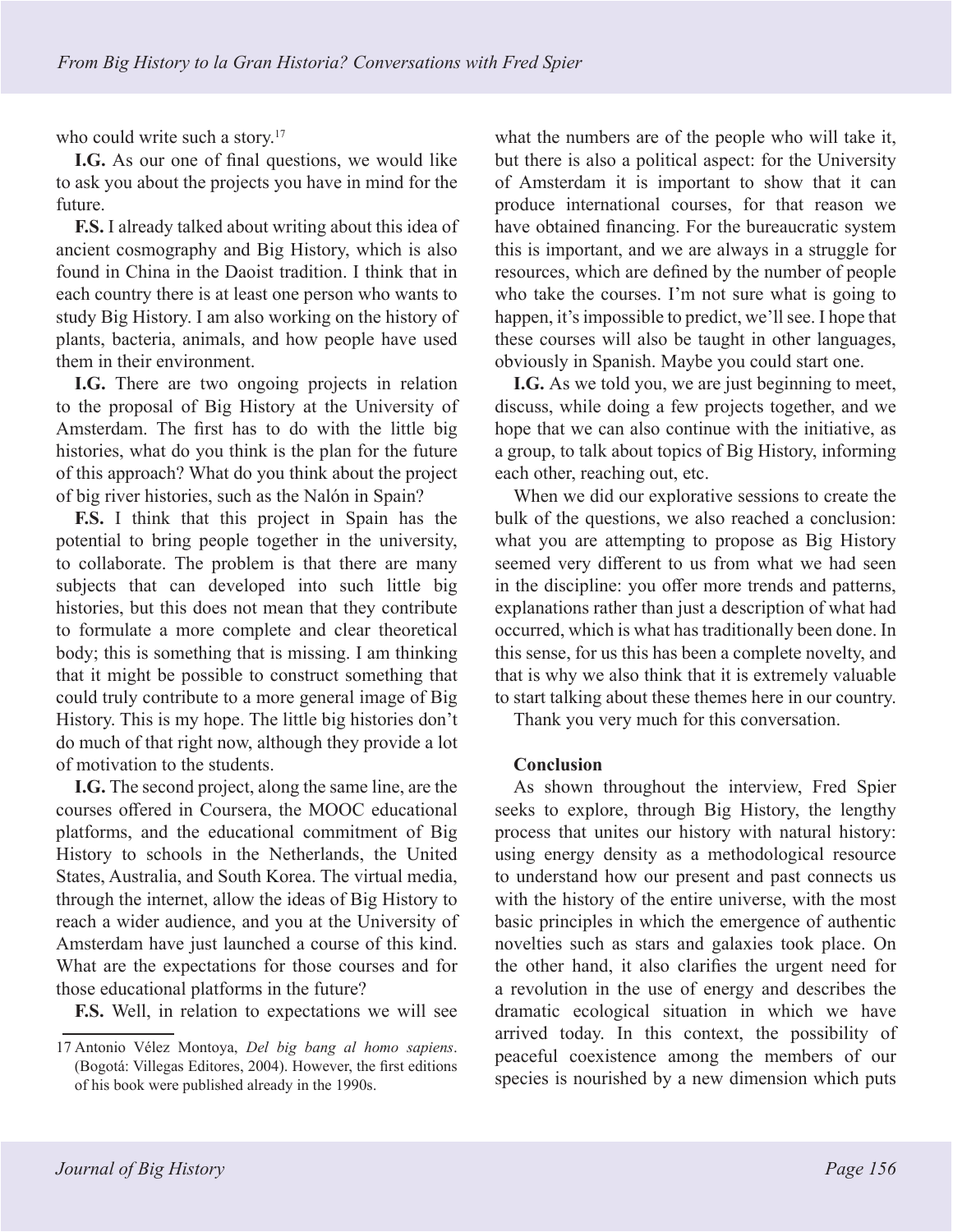who could write such a story.[17]

**I.G.** As our one of final questions, we would like to ask you about the projects you have in mind for the future.

**F.S.** I already talked about writing about this idea of ancient cosmography and Big History, which is also found in China in the Daoist tradition. I think that in each country there is at least one person who wants to study Big History. I am also working on the history of plants, bacteria, animals, and how people have used them in their environment.

**I.G.** There are two ongoing projects in relation to the proposal of Big History at the University of Amsterdam. The first has to do with the little big histories, what do you think is the plan for the future of this approach? What do you think about the project of big river histories, such as the Nalón in Spain?

**F.S.** I think that this project in Spain has the potential to bring people together in the university, to collaborate. The problem is that there are many subjects that can developed into such little big histories, but this does not mean that they contribute to formulate a more complete and clear theoretical body; this is something that is missing. I am thinking that it might be possible to construct something that could truly contribute to a more general image of Big History. This is my hope. The little big histories don't do much of that right now, although they provide a lot of motivation to the students.

**I.G.** The second project, along the same line, are the courses offered in Coursera, the MOOC educational platforms, and the educational commitment of Big History to schools in the Netherlands, the United States, Australia, and South Korea. The virtual media, through the internet, allow the ideas of Big History to reach a wider audience, and you at the University of Amsterdam have just launched a course of this kind. What are the expectations for those courses and for those educational platforms in the future?

**F.S.** Well, in relation to expectations we will see what the numbers are of the people who will take it, but there is also a political aspect: for the University of Amsterdam it is important to show that it can produce international courses, for that reason we have obtained financing. For the bureaucratic system this is important, and we are always in a struggle for resources, which are defined by the number of people who take the courses. I'm not sure what is going to happen, it's impossible to predict, we'll see. I hope that these courses will also be taught in other languages, obviously in Spanish. Maybe you could start one.

**I.G.** As we told you, we are just beginning to meet, discuss, while doing a few projects together, and we hope that we can also continue with the initiative, as a group, to talk about topics of Big History, informing each other, reaching out, etc.

When we did our explorative sessions to create the bulk of the questions, we also reached a conclusion: what you are attempting to propose as Big History seemed very different to us from what we had seen in the discipline: you offer more trends and patterns, explanations rather than just a description of what had occurred, which is what has traditionally been done. In this sense, for us this has been a complete novelty, and that is why we also think that it is extremely valuable to start talking about these themes here in our country.

Thank you very much for this conversation.

## Conclusion

As shown throughout the interview, Fred Spier seeks to explore, through Big History, the lengthy process that unites our history with natural history: using energy density as a methodological resource to understand how our present and past connects us with the history of the entire universe, with the most basic principles in which the emergence of authentic novelties such as stars and galaxies took place. On the other hand, it also clarifies the urgent need for a revolution in the use of energy and describes the dramatic ecological situation in which we have arrived today. In this context, the possibility of peaceful coexistence among the members of our species is nourished by a new dimension which puts

---

[17] Antonio Vélez Montoya, *Del big bang al homo sapiens*. (Bogotá: Villegas Editores, 2004). However, the first editions of his book were published already in the 1990s.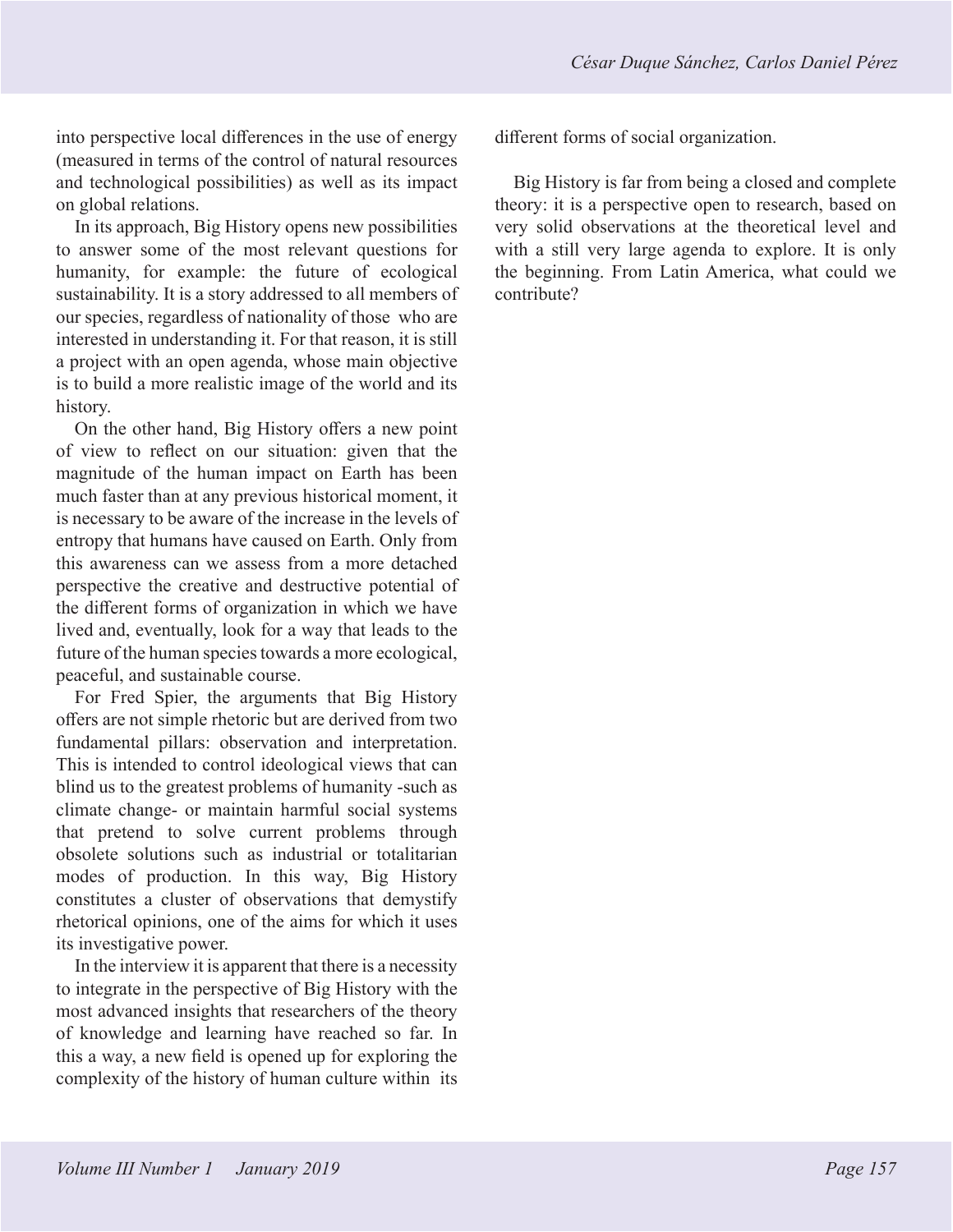into perspective local differences in the use of energy (measured in terms of the control of natural resources and technological possibilities) as well as its impact on global relations.

In its approach, Big History opens new possibilities to answer some of the most relevant questions for humanity, for example: the future of ecological sustainability. It is a story addressed to all members of our species, regardless of nationality of those who are interested in understanding it. For that reason, it is still a project with an open agenda, whose main objective is to build a more realistic image of the world and its history.

On the other hand, Big History offers a new point of view to reflect on our situation: given that the magnitude of the human impact on Earth has been much faster than at any previous historical moment, it is necessary to be aware of the increase in the levels of entropy that humans have caused on Earth. Only from this awareness can we assess from a more detached perspective the creative and destructive potential of the different forms of organization in which we have lived and, eventually, look for a way that leads to the future of the human species towards a more ecological, peaceful, and sustainable course.

For Fred Spier, the arguments that Big History offers are not simple rhetoric but are derived from two fundamental pillars: observation and interpretation. This is intended to control ideological views that can blind us to the greatest problems of humanity -such as climate change- or maintain harmful social systems that pretend to solve current problems through obsolete solutions such as industrial or totalitarian modes of production. In this way, Big History constitutes a cluster of observations that demystify rhetorical opinions, one of the aims for which it uses its investigative power.

In the interview it is apparent that there is a necessity to integrate in the perspective of Big History with the most advanced insights that researchers of the theory of knowledge and learning have reached so far. In this a way, a new field is opened up for exploring the complexity of the history of human culture within its different forms of social organization.

Big History is far from being a closed and complete theory: it is a perspective open to research, based on very solid observations at the theoretical level and with a still very large agenda to explore. It is only the beginning. From Latin America, what could we contribute?